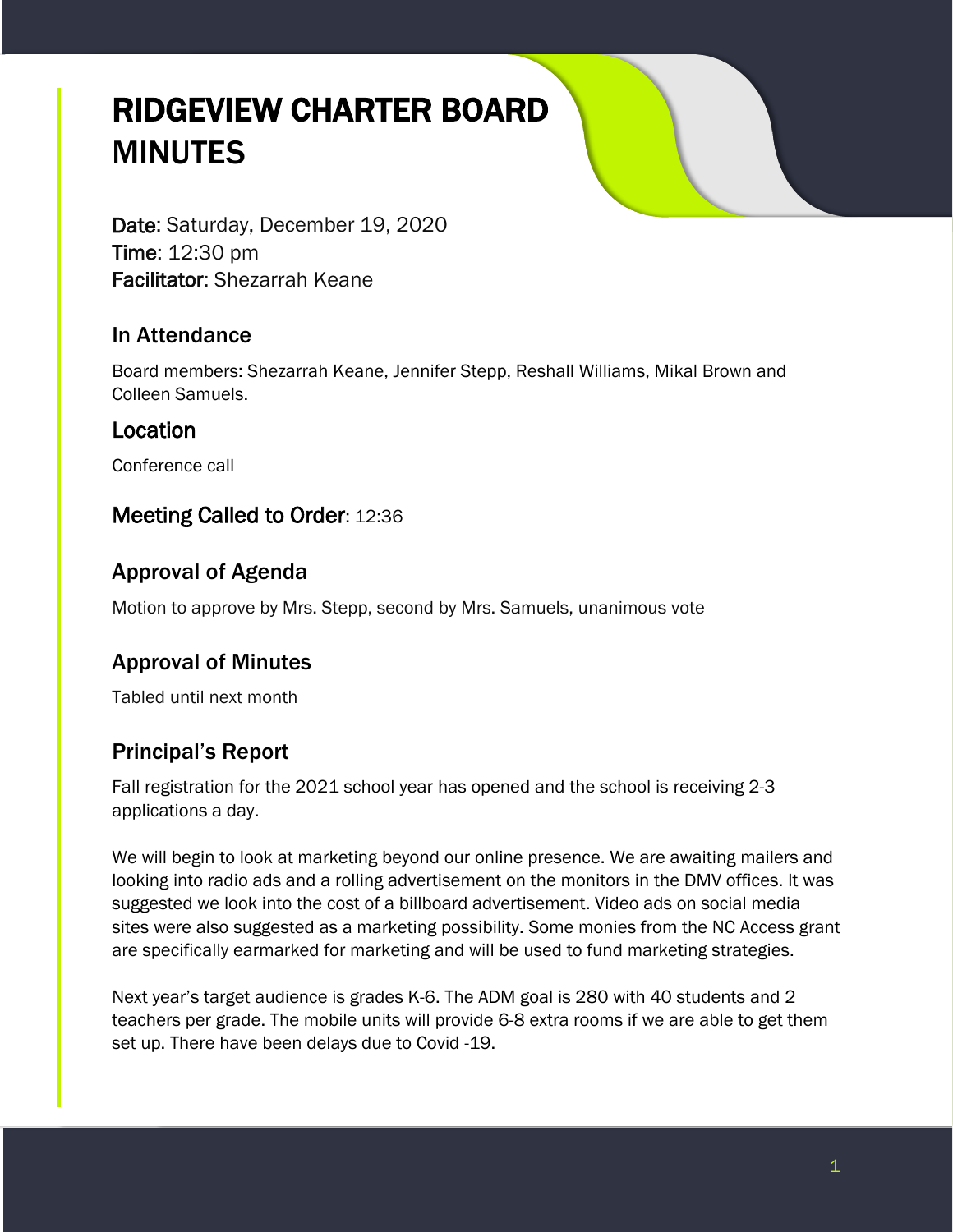# RIDGEVIEW CHARTER BOARD MINUTES

**Date**: Saturday, December 19, 2020
**Time**: 12:30 pm
**Facilitator**: Shezarrah Keane

## In Attendance

Board members: Shezarrah Keane, Jennifer Stepp, Reshall Williams, Mikal Brown and Colleen Samuels.

## Location

Conference call

## Meeting Called to Order: 12:36

## Approval of Agenda

Motion to approve by Mrs. Stepp, second by Mrs. Samuels, unanimous vote

## Approval of Minutes

Tabled until next month

## Principal's Report

Fall registration for the 2021 school year has opened and the school is receiving 2-3 applications a day.

We will begin to look at marketing beyond our online presence. We are awaiting mailers and looking into radio ads and a rolling advertisement on the monitors in the DMV offices. It was suggested we look into the cost of a billboard advertisement. Video ads on social media sites were also suggested as a marketing possibility. Some monies from the NC Access grant are specifically earmarked for marketing and will be used to fund marketing strategies.

Next year's target audience is grades K-6. The ADM goal is 280 with 40 students and 2 teachers per grade. The mobile units will provide 6-8 extra rooms if we are able to get them set up. There have been delays due to Covid -19.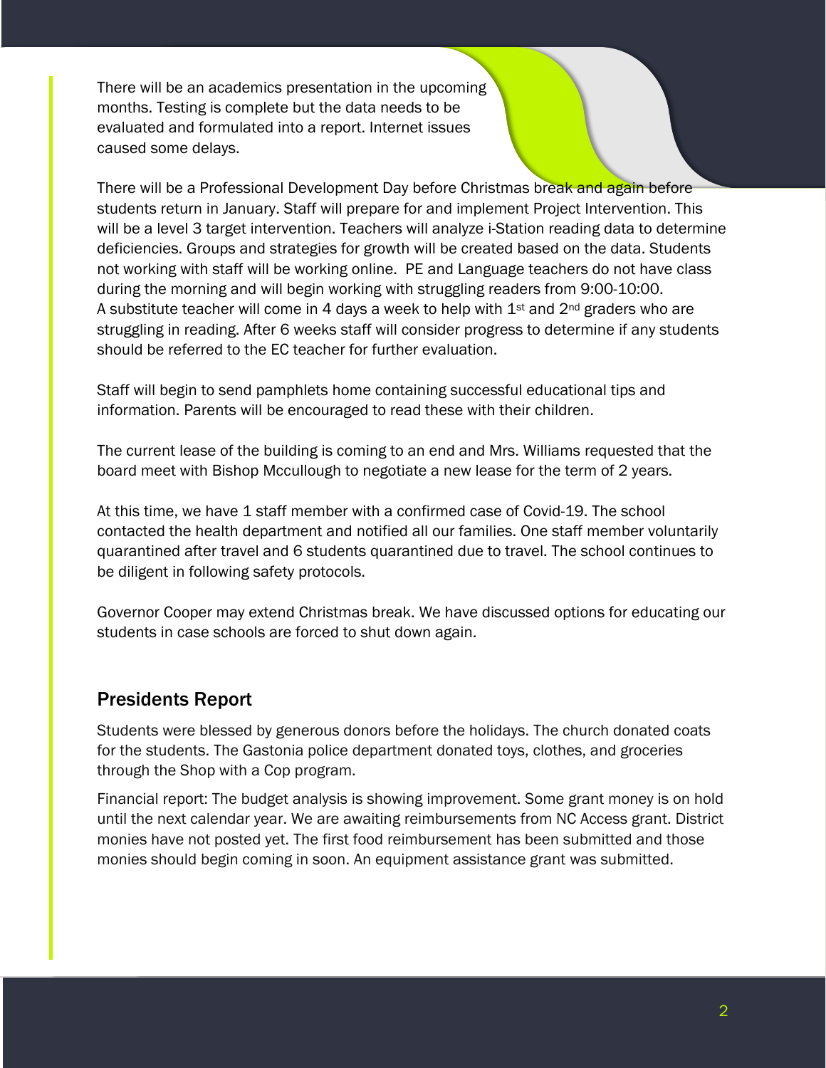There will be an academics presentation in the upcoming months. Testing is complete but the data needs to be evaluated and formulated into a report. Internet issues caused some delays.

There will be a Professional Development Day before Christmas break and again before students return in January. Staff will prepare for and implement Project Intervention. This will be a level 3 target intervention. Teachers will analyze i-Station reading data to determine deficiencies. Groups and strategies for growth will be created based on the data. Students not working with staff will be working online. PE and Language teachers do not have class during the morning and will begin working with struggling readers from 9:00-10:00. A substitute teacher will come in 4 days a week to help with 1st and 2nd graders who are struggling in reading. After 6 weeks staff will consider progress to determine if any students should be referred to the EC teacher for further evaluation.

Staff will begin to send pamphlets home containing successful educational tips and information. Parents will be encouraged to read these with their children.

The current lease of the building is coming to an end and Mrs. Williams requested that the board meet with Bishop Mccullough to negotiate a new lease for the term of 2 years.

At this time, we have 1 staff member with a confirmed case of Covid-19. The school contacted the health department and notified all our families. One staff member voluntarily quarantined after travel and 6 students quarantined due to travel. The school continues to be diligent in following safety protocols.

Governor Cooper may extend Christmas break. We have discussed options for educating our students in case schools are forced to shut down again.

## Presidents Report

Students were blessed by generous donors before the holidays. The church donated coats for the students. The Gastonia police department donated toys, clothes, and groceries through the Shop with a Cop program.

Financial report: The budget analysis is showing improvement. Some grant money is on hold until the next calendar year. We are awaiting reimbursements from NC Access grant. District monies have not posted yet. The first food reimbursement has been submitted and those monies should begin coming in soon. An equipment assistance grant was submitted.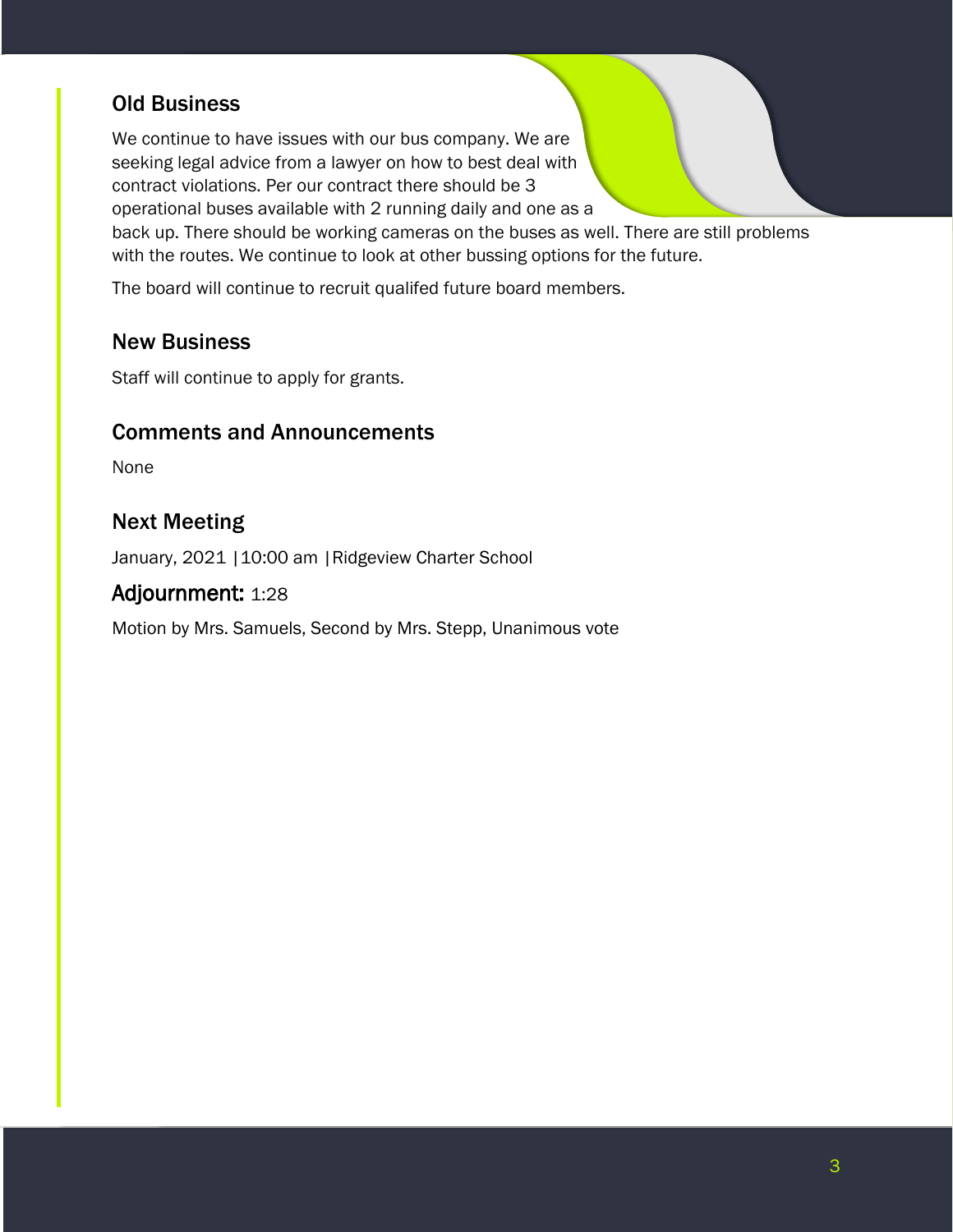## Old Business

We continue to have issues with our bus company. We are seeking legal advice from a lawyer on how to best deal with contract violations. Per our contract there should be 3 operational buses available with 2 running daily and one as a back up. There should be working cameras on the buses as well. There are still problems with the routes. We continue to look at other bussing options for the future.

The board will continue to recruit qualifed future board members.

## New Business

Staff will continue to apply for grants.

## Comments and Announcements

None

## Next Meeting

January, 2021 |10:00 am |Ridgeview Charter School

## Adjournment: 1:28

Motion by Mrs. Samuels, Second by Mrs. Stepp, Unanimous vote